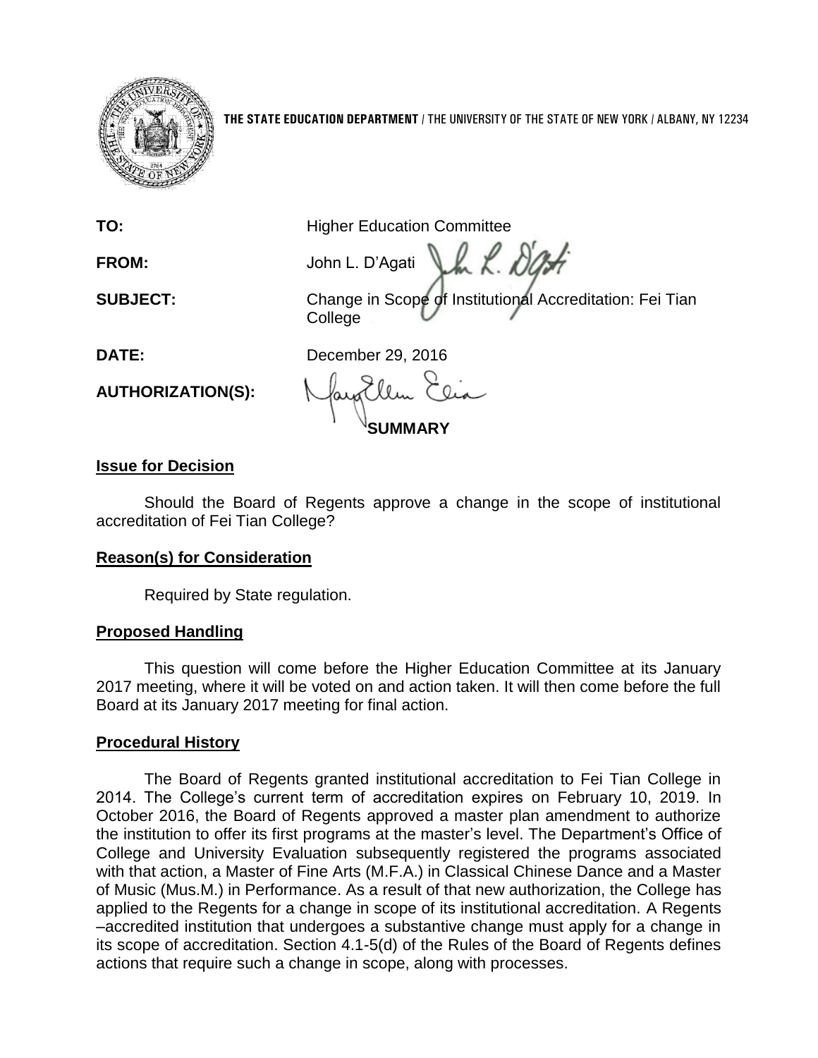**THE STATE EDUCATION DEPARTMENT** / THE UNIVERSITY OF THE STATE OF NEW YORK / ALBANY, NY 12234

**TO:** Higher Education Committee

**FROM:** John L. D'Agati

**SUBJECT:** Change in Scope of Institutional Accreditation: Fei Tian College

**DATE:** December 29, 2016

**AUTHORIZATION(S):**

## SUMMARY

### Issue for Decision

Should the Board of Regents approve a change in the scope of institutional accreditation of Fei Tian College?

### Reason(s) for Consideration

Required by State regulation.

### Proposed Handling

This question will come before the Higher Education Committee at its January 2017 meeting, where it will be voted on and action taken. It will then come before the full Board at its January 2017 meeting for final action.

### Procedural History

The Board of Regents granted institutional accreditation to Fei Tian College in 2014. The College's current term of accreditation expires on February 10, 2019. In October 2016, the Board of Regents approved a master plan amendment to authorize the institution to offer its first programs at the master's level. The Department's Office of College and University Evaluation subsequently registered the programs associated with that action, a Master of Fine Arts (M.F.A.) in Classical Chinese Dance and a Master of Music (Mus.M.) in Performance. As a result of that new authorization, the College has applied to the Regents for a change in scope of its institutional accreditation. A Regents –accredited institution that undergoes a substantive change must apply for a change in its scope of accreditation. Section 4.1-5(d) of the Rules of the Board of Regents defines actions that require such a change in scope, along with processes.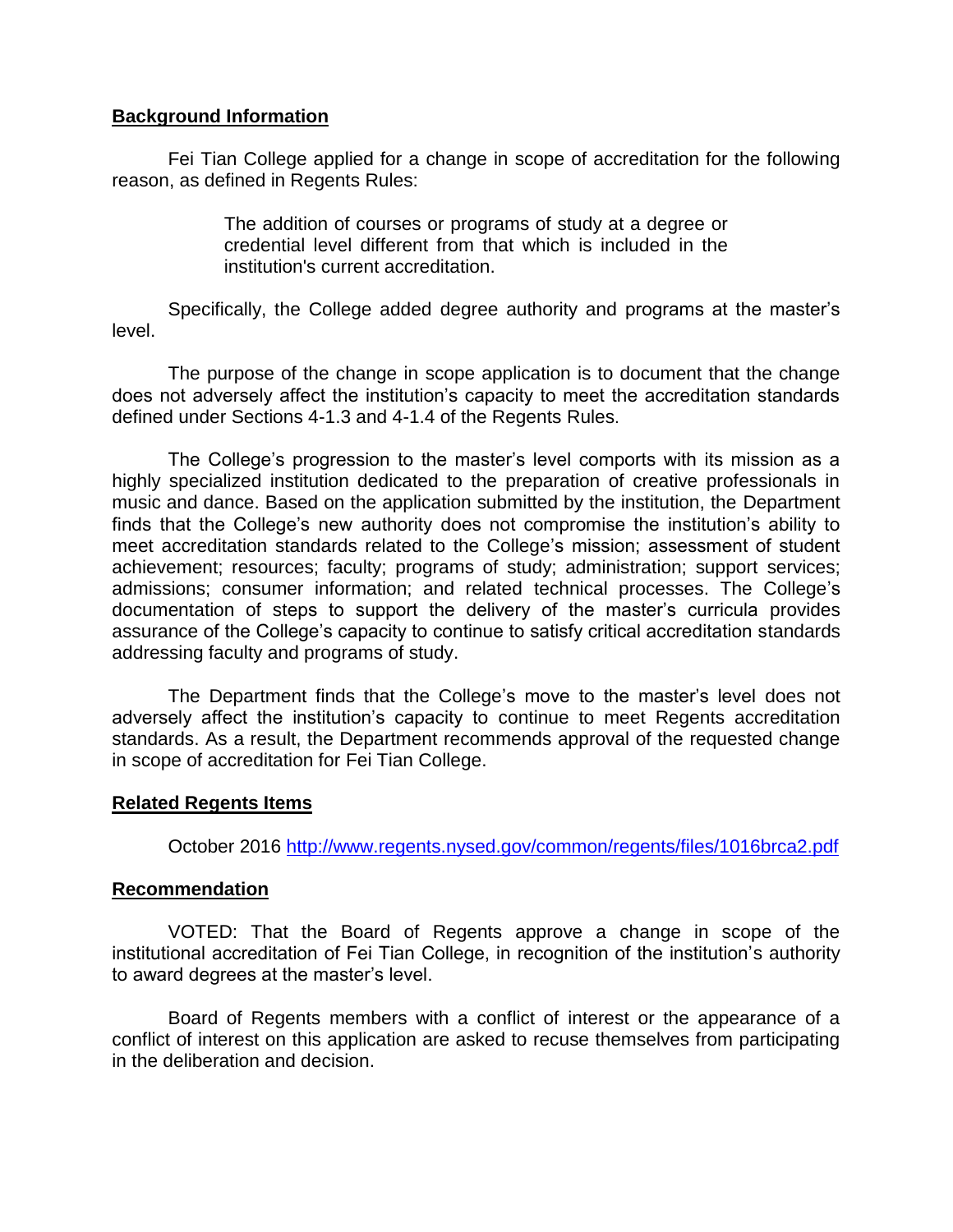## Background Information

Fei Tian College applied for a change in scope of accreditation for the following reason, as defined in Regents Rules:

> The addition of courses or programs of study at a degree or credential level different from that which is included in the institution's current accreditation.

Specifically, the College added degree authority and programs at the master's level.

The purpose of the change in scope application is to document that the change does not adversely affect the institution's capacity to meet the accreditation standards defined under Sections 4-1.3 and 4-1.4 of the Regents Rules.

The College's progression to the master's level comports with its mission as a highly specialized institution dedicated to the preparation of creative professionals in music and dance. Based on the application submitted by the institution, the Department finds that the College's new authority does not compromise the institution's ability to meet accreditation standards related to the College's mission; assessment of student achievement; resources; faculty; programs of study; administration; support services; admissions; consumer information; and related technical processes. The College's documentation of steps to support the delivery of the master's curricula provides assurance of the College's capacity to continue to satisfy critical accreditation standards addressing faculty and programs of study.

The Department finds that the College's move to the master's level does not adversely affect the institution's capacity to continue to meet Regents accreditation standards. As a result, the Department recommends approval of the requested change in scope of accreditation for Fei Tian College.

## Related Regents Items

October 2016 [http://www.regents.nysed.gov/common/regents/files/1016brca2.pdf](http://www.regents.nysed.gov/common/regents/files/1016brca2.pdf)

## Recommendation

VOTED: That the Board of Regents approve a change in scope of the institutional accreditation of Fei Tian College, in recognition of the institution's authority to award degrees at the master's level.

Board of Regents members with a conflict of interest or the appearance of a conflict of interest on this application are asked to recuse themselves from participating in the deliberation and decision.